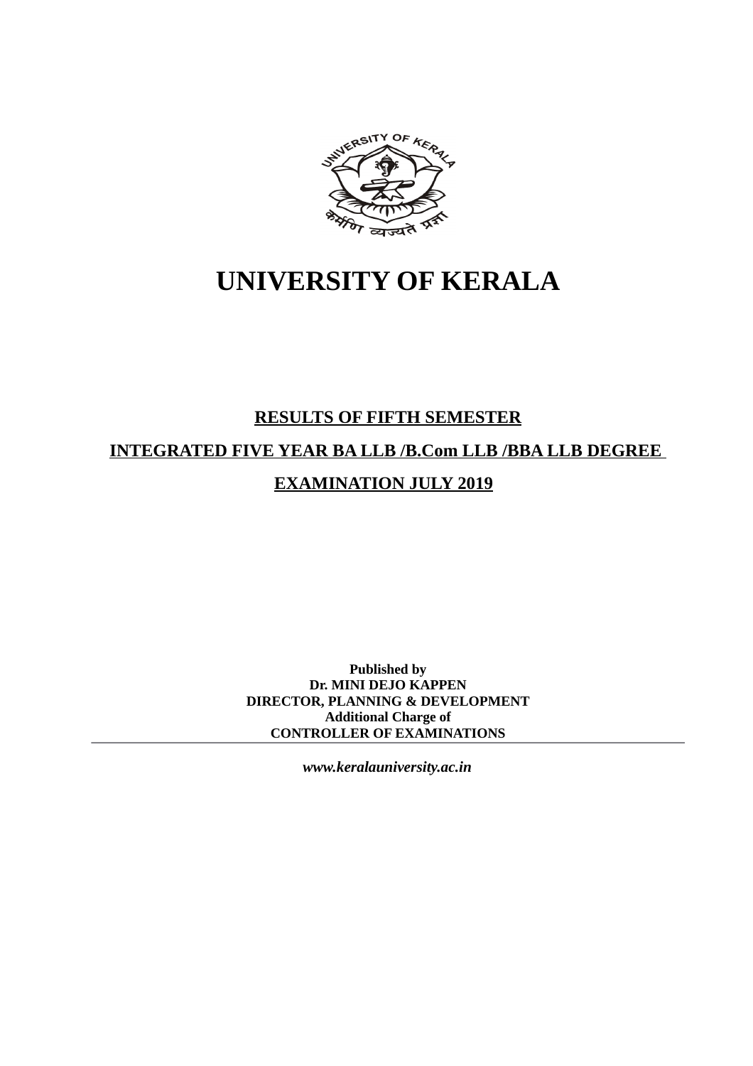# UNIVERSITY OF KERALA

## RESULTS OF FIFTH SEMESTER

## INTEGRATED FIVE YEAR BA LLB /B.Com LLB /BBA LLB DEGREE

## EXAMINATION JULY 2019

**Published by**
**Dr. MINI DEJO KAPPEN**
**DIRECTOR, PLANNING & DEVELOPMENT**
**Additional Charge of**
**CONTROLLER OF EXAMINATIONS**

---

***www.keralauniversity.ac.in***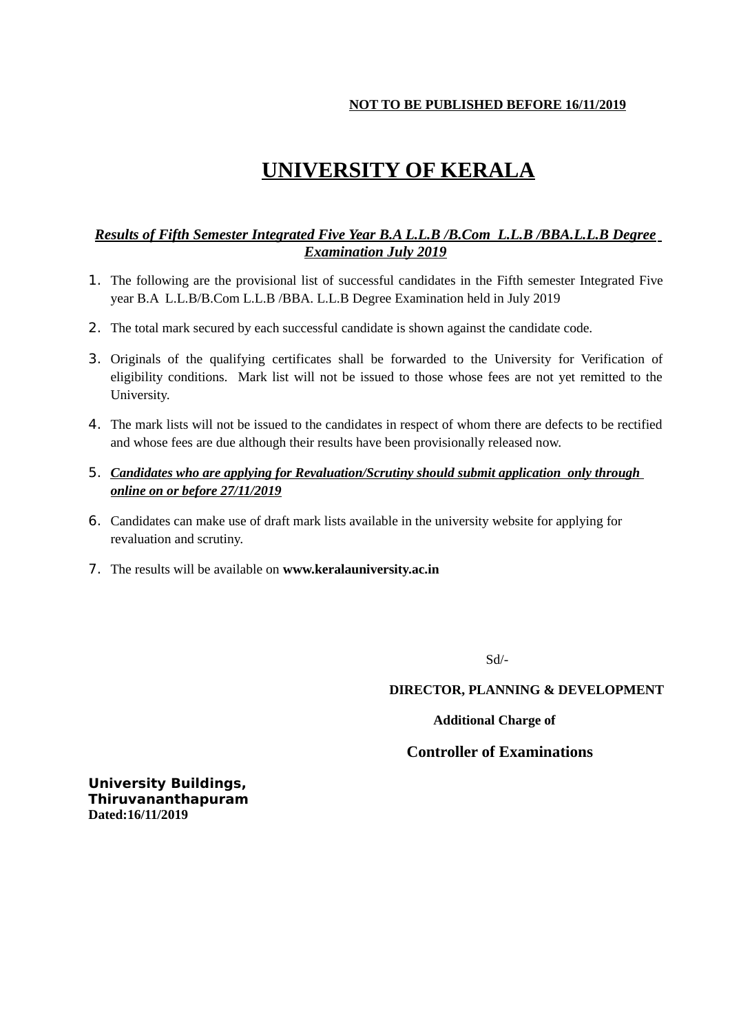**<u>NOT TO BE PUBLISHED BEFORE 16/11/2019</u>**

# <u>UNIVERSITY OF KERALA</u>

***<u>Results of Fifth Semester Integrated Five Year B.A L.L.B /B.Com L.L.B /BBA.L.L.B Degree Examination July 2019</u>***

1. The following are the provisional list of successful candidates in the Fifth semester Integrated Five year B.A L.L.B/B.Com L.L.B /BBA. L.L.B Degree Examination held in July 2019
2. The total mark secured by each successful candidate is shown against the candidate code.
3. Originals of the qualifying certificates shall be forwarded to the University for Verification of eligibility conditions. Mark list will not be issued to those whose fees are not yet remitted to the University.
4. The mark lists will not be issued to the candidates in respect of whom there are defects to be rectified and whose fees are due although their results have been provisionally released now.
5. ***<u>Candidates who are applying for Revaluation/Scrutiny should submit application only through online on or before 27/11/2019</u>***
6. Candidates can make use of draft mark lists available in the university website for applying for revaluation and scrutiny.
7. The results will be available on **www.keralauniversity.ac.in**

Sd/-

**DIRECTOR, PLANNING & DEVELOPMENT**

**Additional Charge of**

**Controller of Examinations**

**University Buildings,**
**Thiruvananthapuram**
**Dated:16/11/2019**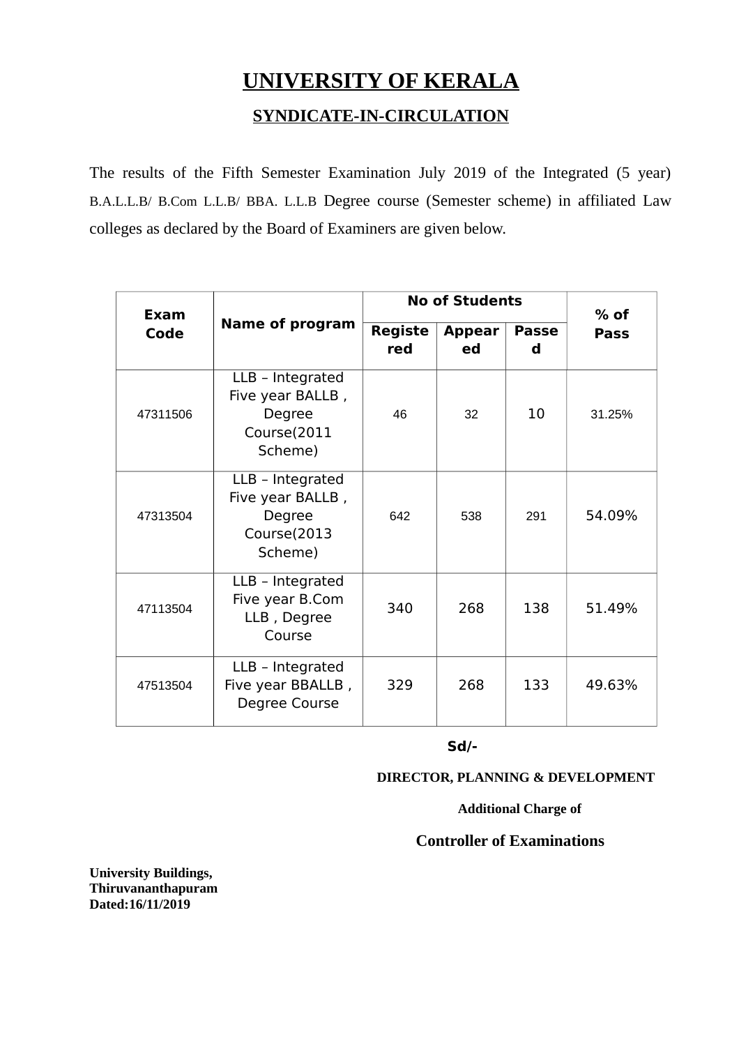# UNIVERSITY OF KERALA

## SYNDICATE-IN-CIRCULATION

The results of the Fifth Semester Examination July 2019 of the Integrated (5 year) B.A.L.L.B/ B.Com L.L.B/ BBA. L.L.B Degree course (Semester scheme) in affiliated Law colleges as declared by the Board of Examiners are given below.

| Exam Code | Name of program | No of Students | | | % of Pass |
|---|---|---|---|---|---|
| | | Registered | Appeared | Passed | |
| 47311506 | LLB – Integrated Five year BALLB , Degree Course(2011 Scheme) | 46 | 32 | 10 | 31.25% |
| 47313504 | LLB – Integrated Five year BALLB , Degree Course(2013 Scheme) | 642 | 538 | 291 | 54.09% |
| 47113504 | LLB – Integrated Five year B.Com LLB , Degree Course | 340 | 268 | 138 | 51.49% |
| 47513504 | LLB – Integrated Five year BBALLB , Degree Course | 329 | 268 | 133 | 49.63% |

**Sd/-**

**DIRECTOR, PLANNING & DEVELOPMENT**

**Additional Charge of**

**Controller of Examinations**

**University Buildings,**
**Thiruvananthapuram**
**Dated:16/11/2019**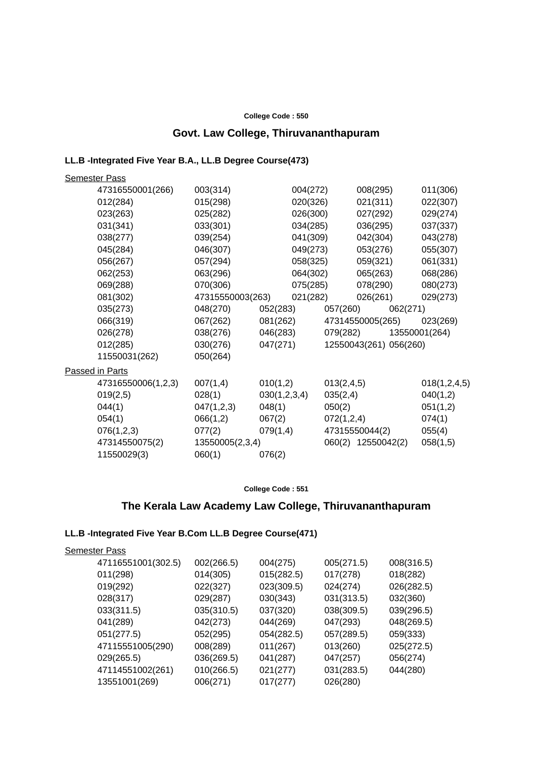**College Code : 550**

## Govt. Law College, Thiruvananthapuram

### LL.B -Integrated Five Year B.A., LL.B Degree Course(473)

Semester Pass

| | | | | |
|---|---|---|---|---|
| 47316550001(266) | 003(314) | 004(272) | 008(295) | 011(306) |
| 012(284) | 015(298) | 020(326) | 021(311) | 022(307) |
| 023(263) | 025(282) | 026(300) | 027(292) | 029(274) |
| 031(341) | 033(301) | 034(285) | 036(295) | 037(337) |
| 038(277) | 039(254) | 041(309) | 042(304) | 043(278) |
| 045(284) | 046(307) | 049(273) | 053(276) | 055(307) |
| 056(267) | 057(294) | 058(325) | 059(321) | 061(331) |
| 062(253) | 063(296) | 064(302) | 065(263) | 068(286) |
| 069(288) | 070(306) | 075(285) | 078(290) | 080(273) |
| 081(302) | 47315550003(263) | 021(282) | 026(261) | 029(273) |
| 035(273) | 048(270) | 052(283) | 057(260) | 062(271) |
| 066(319) | 067(262) | 081(262) | 47314550005(265) | 023(269) |
| 026(278) | 038(276) | 046(283) | 079(282) | 13550001(264) |
| 012(285) | 030(276) | 047(271) | 12550043(261) | 056(260) |
| 11550031(262) | 050(264) | | | |

Passed in Parts

| | | | | |
|---|---|---|---|---|
| 47316550006(1,2,3) | 007(1,4) | 010(1,2) | 013(2,4,5) | 018(1,2,4,5) |
| 019(2,5) | 028(1) | 030(1,2,3,4) | 035(2,4) | 040(1,2) |
| 044(1) | 047(1,2,3) | 048(1) | 050(2) | 051(1,2) |
| 054(1) | 066(1,2) | 067(2) | 072(1,2,4) | 074(1) |
| 076(1,2,3) | 077(2) | 079(1,4) | 47315550044(2) | 055(4) |
| 47314550075(2) | 13550005(2,3,4) | | 060(2) 12550042(2) | 058(1,5) |
| 11550029(3) | 060(1) | 076(2) | | |

**College Code : 551**

## The Kerala Law Academy Law College, Thiruvananthapuram

### LL.B -Integrated Five Year B.Com LL.B Degree Course(471)

Semester Pass

| | | | | |
|---|---|---|---|---|
| 47116551001(302.5) | 002(266.5) | 004(275) | 005(271.5) | 008(316.5) |
| 011(298) | 014(305) | 015(282.5) | 017(278) | 018(282) |
| 019(292) | 022(327) | 023(309.5) | 024(274) | 026(282.5) |
| 028(317) | 029(287) | 030(343) | 031(313.5) | 032(360) |
| 033(311.5) | 035(310.5) | 037(320) | 038(309.5) | 039(296.5) |
| 041(289) | 042(273) | 044(269) | 047(293) | 048(269.5) |
| 051(277.5) | 052(295) | 054(282.5) | 057(289.5) | 059(333) |
| 47115551005(290) | 008(289) | 011(267) | 013(260) | 025(272.5) |
| 029(265.5) | 036(269.5) | 041(287) | 047(257) | 056(274) |
| 47114551002(261) | 010(266.5) | 021(277) | 031(283.5) | 044(280) |
| 13551001(269) | 006(271) | 017(277) | 026(280) | |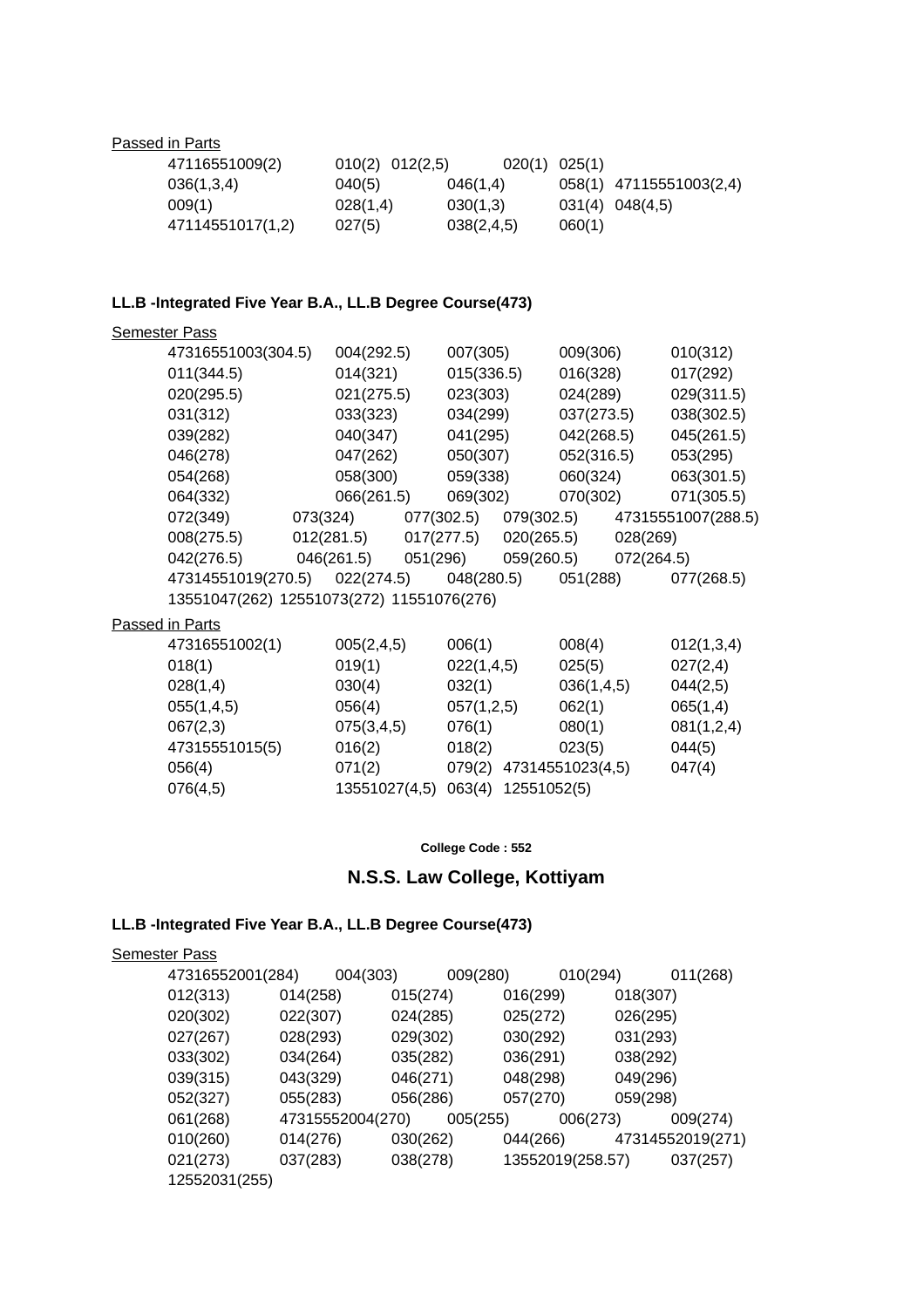Passed in Parts

47116551009(2) 010(2) 012(2,5) 020(1) 025(1)
036(1,3,4) 040(5) 046(1,4) 058(1) 47115551003(2,4)
009(1) 028(1,4) 030(1,3) 031(4) 048(4,5)
47114551017(1,2) 027(5) 038(2,4,5) 060(1)

**LL.B -Integrated Five Year B.A., LL.B Degree Course(473)**

Semester Pass

47316551003(304.5) 004(292.5) 007(305) 009(306) 010(312)
011(344.5) 014(321) 015(336.5) 016(328) 017(292)
020(295.5) 021(275.5) 023(303) 024(289) 029(311.5)
031(312) 033(323) 034(299) 037(273.5) 038(302.5)
039(282) 040(347) 041(295) 042(268.5) 045(261.5)
046(278) 047(262) 050(307) 052(316.5) 053(295)
054(268) 058(300) 059(338) 060(324) 063(301.5)
064(332) 066(261.5) 069(302) 070(302) 071(305.5)
072(349) 073(324) 077(302.5) 079(302.5) 47315551007(288.5)
008(275.5) 012(281.5) 017(277.5) 020(265.5) 028(269)
042(276.5) 046(261.5) 051(296) 059(260.5) 072(264.5)
47314551019(270.5) 022(274.5) 048(280.5) 051(288) 077(268.5)
13551047(262) 12551073(272) 11551076(276)

Passed in Parts

47316551002(1) 005(2,4,5) 006(1) 008(4) 012(1,3,4)
018(1) 019(1) 022(1,4,5) 025(5) 027(2,4)
028(1,4) 030(4) 032(1) 036(1,4,5) 044(2,5)
055(1,4,5) 056(4) 057(1,2,5) 062(1) 065(1,4)
067(2,3) 075(3,4,5) 076(1) 080(1) 081(1,2,4)
47315551015(5) 016(2) 018(2) 023(5) 044(5)
056(4) 071(2) 079(2) 47314551023(4,5) 047(4)
076(4,5) 13551027(4,5) 063(4) 12551052(5)

**College Code : 552**

## N.S.S. Law College, Kottiyam

**LL.B -Integrated Five Year B.A., LL.B Degree Course(473)**

Semester Pass

47316552001(284) 004(303) 009(280) 010(294) 011(268)
012(313) 014(258) 015(274) 016(299) 018(307)
020(302) 022(307) 024(285) 025(272) 026(295)
027(267) 028(293) 029(302) 030(292) 031(293)
033(302) 034(264) 035(282) 036(291) 038(292)
039(315) 043(329) 046(271) 048(298) 049(296)
052(327) 055(283) 056(286) 057(270) 059(298)
061(268) 47315552004(270) 005(255) 006(273) 009(274)
010(260) 014(276) 030(262) 044(266) 47314552019(271)
021(273) 037(283) 038(278) 13552019(258.57) 037(257)
12552031(255)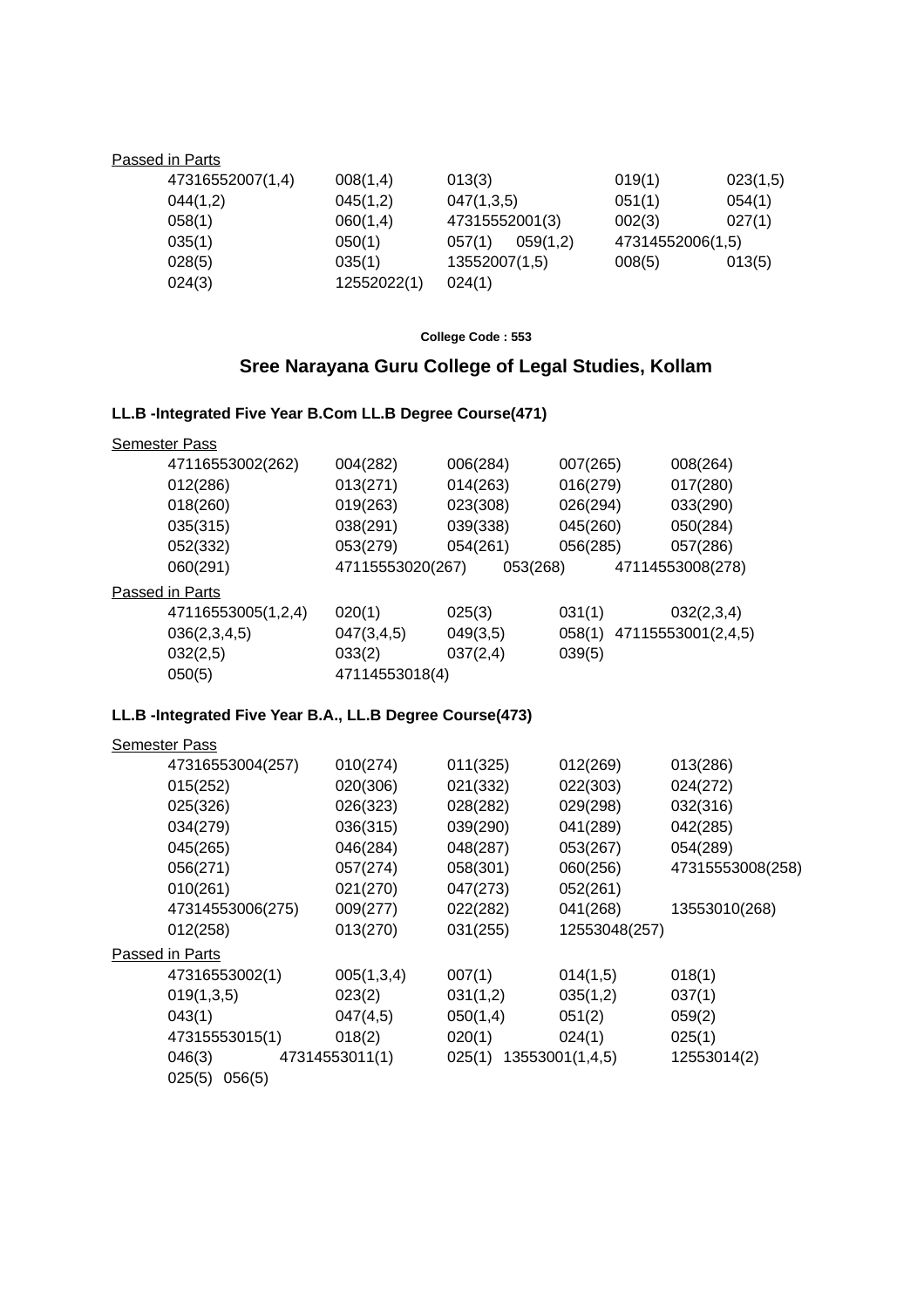Passed in Parts

47316552007(1,4) 008(1,4) 013(3) 019(1) 023(1,5)
044(1,2) 045(1,2) 047(1,3,5) 051(1) 054(1)
058(1) 060(1,4) 47315552001(3) 002(3) 027(1)
035(1) 050(1) 057(1) 059(1,2) 47314552006(1,5)
028(5) 035(1) 13552007(1,5) 008(5) 013(5)
024(3) 12552022(1) 024(1)

**College Code : 553**

## Sree Narayana Guru College of Legal Studies, Kollam

### LL.B -Integrated Five Year B.Com LL.B Degree Course(471)

Semester Pass

47116553002(262) 004(282) 006(284) 007(265) 008(264)
012(286) 013(271) 014(263) 016(279) 017(280)
018(260) 019(263) 023(308) 026(294) 033(290)
035(315) 038(291) 039(338) 045(260) 050(284)
052(332) 053(279) 054(261) 056(285) 057(286)
060(291) 47115553020(267) 053(268) 47114553008(278)

Passed in Parts

47116553005(1,2,4) 020(1) 025(3) 031(1) 032(2,3,4)
036(2,3,4,5) 047(3,4,5) 049(3,5) 058(1) 47115553001(2,4,5)
032(2,5) 033(2) 037(2,4) 039(5)
050(5) 47114553018(4)

### LL.B -Integrated Five Year B.A., LL.B Degree Course(473)

Semester Pass

47316553004(257) 010(274) 011(325) 012(269) 013(286)
015(252) 020(306) 021(332) 022(303) 024(272)
025(326) 026(323) 028(282) 029(298) 032(316)
034(279) 036(315) 039(290) 041(289) 042(285)
045(265) 046(284) 048(287) 053(267) 054(289)
056(271) 057(274) 058(301) 060(256) 47315553008(258)
010(261) 021(270) 047(273) 052(261)
47314553006(275) 009(277) 022(282) 041(268) 13553010(268)
012(258) 013(270) 031(255) 12553048(257)

Passed in Parts

47316553002(1) 005(1,3,4) 007(1) 014(1,5) 018(1)
019(1,3,5) 023(2) 031(1,2) 035(1,2) 037(1)
043(1) 047(4,5) 050(1,4) 051(2) 059(2)
47315553015(1) 018(2) 020(1) 024(1) 025(1)
046(3) 47314553011(1) 025(1) 13553001(1,4,5) 12553014(2)
025(5) 056(5)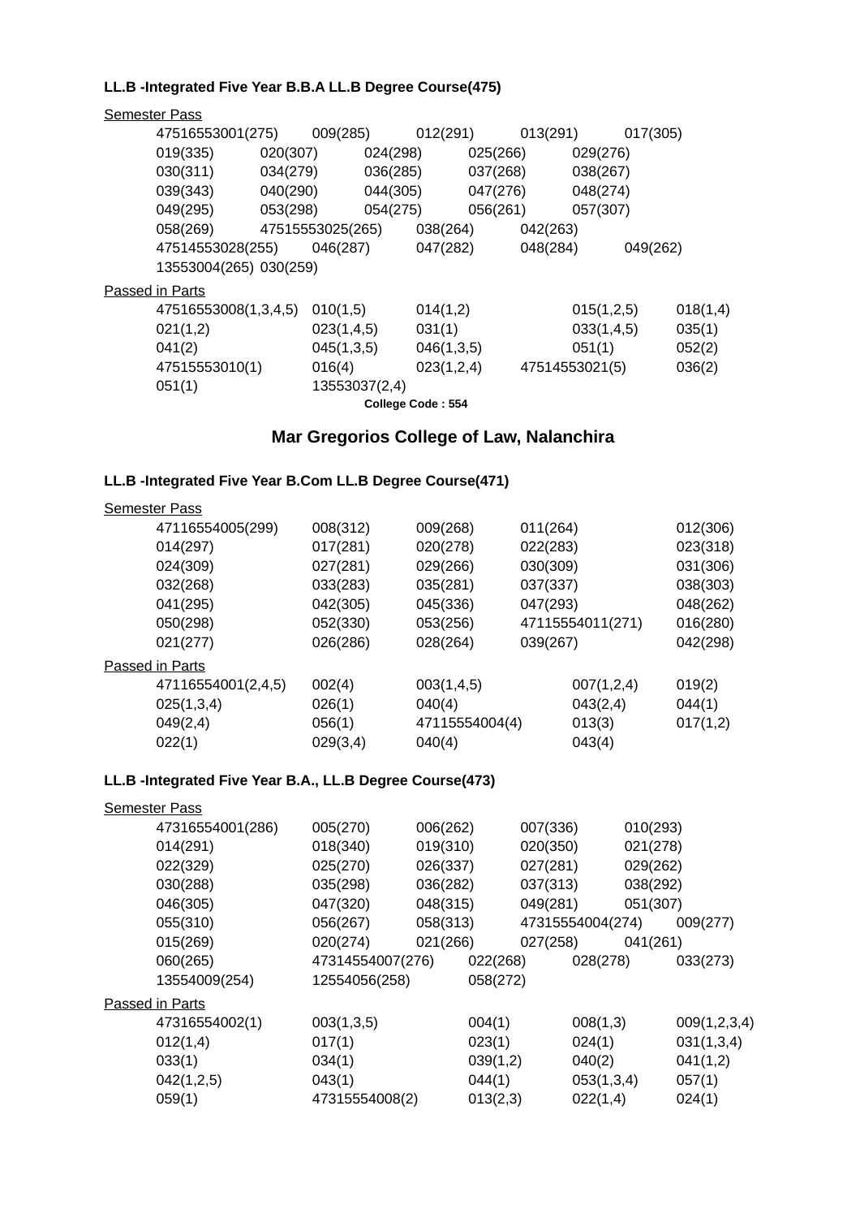**LL.B -Integrated Five Year B.B.A LL.B Degree Course(475)**

Semester Pass

47516553001(275) 009(285) 012(291) 013(291) 017(305)
019(335) 020(307) 024(298) 025(266) 029(276)
030(311) 034(279) 036(285) 037(268) 038(267)
039(343) 040(290) 044(305) 047(276) 048(274)
049(295) 053(298) 054(275) 056(261) 057(307)
058(269) 47515553025(265) 038(264) 042(263)
47514553028(255) 046(287) 047(282) 048(284) 049(262)
13553004(265) 030(259)

Passed in Parts

47516553008(1,3,4,5) 010(1,5) 014(1,2) 015(1,2,5) 018(1,4)
021(1,2) 023(1,4,5) 031(1) 033(1,4,5) 035(1)
041(2) 045(1,3,5) 046(1,3,5) 051(1) 052(2)
47515553010(1) 016(4) 023(1,2,4) 47514553021(5) 036(2)
051(1) 13553037(2,4)

**College Code : 554**

## Mar Gregorios College of Law, Nalanchira

**LL.B -Integrated Five Year B.Com LL.B Degree Course(471)**

Semester Pass

47116554005(299) 008(312) 009(268) 011(264) 012(306)
014(297) 017(281) 020(278) 022(283) 023(318)
024(309) 027(281) 029(266) 030(309) 031(306)
032(268) 033(283) 035(281) 037(337) 038(303)
041(295) 042(305) 045(336) 047(293) 048(262)
050(298) 052(330) 053(256) 47115554011(271) 016(280)
021(277) 026(286) 028(264) 039(267) 042(298)

Passed in Parts

47116554001(2,4,5) 002(4) 003(1,4,5) 007(1,2,4) 019(2)
025(1,3,4) 026(1) 040(4) 043(2,4) 044(1)
049(2,4) 056(1) 47115554004(4) 013(3) 017(1,2)
022(1) 029(3,4) 040(4) 043(4)

**LL.B -Integrated Five Year B.A., LL.B Degree Course(473)**

Semester Pass

47316554001(286) 005(270) 006(262) 007(336) 010(293)
014(291) 018(340) 019(310) 020(350) 021(278)
022(329) 025(270) 026(337) 027(281) 029(262)
030(288) 035(298) 036(282) 037(313) 038(292)
046(305) 047(320) 048(315) 049(281) 051(307)
055(310) 056(267) 058(313) 47315554004(274) 009(277)
015(269) 020(274) 021(266) 027(258) 041(261)
060(265) 47314554007(276) 022(268) 028(278) 033(273)
13554009(254) 12554056(258) 058(272)

Passed in Parts

47316554002(1) 003(1,3,5) 004(1) 008(1,3) 009(1,2,3,4)
012(1,4) 017(1) 023(1) 024(1) 031(1,3,4)
033(1) 034(1) 039(1,2) 040(2) 041(1,2)
042(1,2,5) 043(1) 044(1) 053(1,3,4) 057(1)
059(1) 47315554008(2) 013(2,3) 022(1,4) 024(1)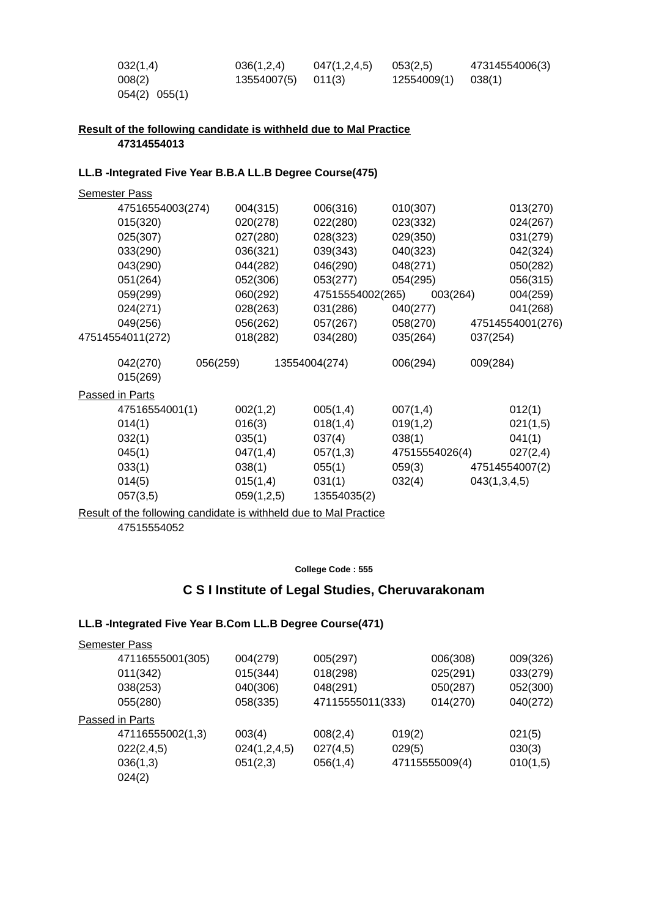032(1,4) 036(1,2,4) 047(1,2,4,5) 053(2,5) 47314554006(3)
008(2) 13554007(5) 011(3) 12554009(1) 038(1)
054(2) 055(1)

**Result of the following candidate is withheld due to Mal Practice**

**47314554013**

**LL.B -Integrated Five Year B.B.A LL.B Degree Course(475)**

Semester Pass

47516554003(274) 004(315) 006(316) 010(307) 013(270)
015(320) 020(278) 022(280) 023(332) 024(267)
025(307) 027(280) 028(323) 029(350) 031(279)
033(290) 036(321) 039(343) 040(323) 042(324)
043(290) 044(282) 046(290) 048(271) 050(282)
051(264) 052(306) 053(277) 054(295) 056(315)
059(299) 060(292) 47515554002(265) 003(264) 004(259)
024(271) 028(263) 031(286) 040(277) 041(268)
049(256) 056(262) 057(267) 058(270) 47514554001(276)
47514554011(272) 018(282) 034(280) 035(264) 037(254)
042(270) 056(259) 13554004(274) 006(294) 009(284)
015(269)

Passed in Parts

47516554001(1) 002(1,2) 005(1,4) 007(1,4) 012(1)
014(1) 016(3) 018(1,4) 019(1,2) 021(1,5)
032(1) 035(1) 037(4) 038(1) 041(1)
045(1) 047(1,4) 057(1,3) 47515554026(4) 027(2,4)
033(1) 038(1) 055(1) 059(3) 47514554007(2)
014(5) 015(1,4) 031(1) 032(4) 043(1,3,4,5)
057(3,5) 059(1,2,5) 13554035(2)

Result of the following candidate is withheld due to Mal Practice

47515554052

**College Code : 555**

## C S I Institute of Legal Studies, Cheruvarakonam

**LL.B -Integrated Five Year B.Com LL.B Degree Course(471)**

Semester Pass

47116555001(305) 004(279) 005(297) 006(308) 009(326)
011(342) 015(344) 018(298) 025(291) 033(279)
038(253) 040(306) 048(291) 050(287) 052(300)
055(280) 058(335) 47115555011(333) 014(270) 040(272)

Passed in Parts

47116555002(1,3) 003(4) 008(2,4) 019(2) 021(5)
022(2,4,5) 024(1,2,4,5) 027(4,5) 029(5) 030(3)
036(1,3) 051(2,3) 056(1,4) 47115555009(4) 010(1,5)
024(2)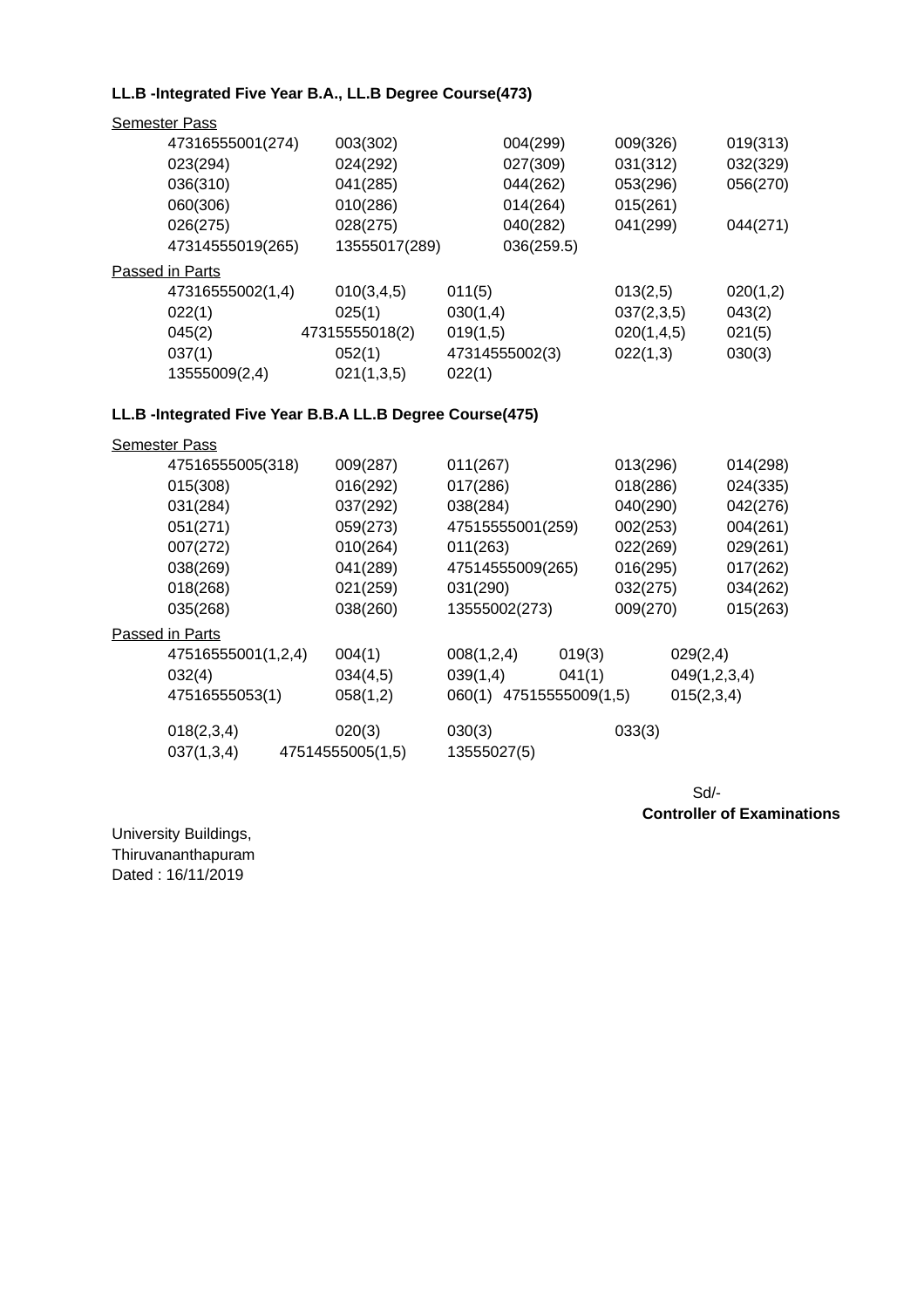**LL.B -Integrated Five Year B.A., LL.B Degree Course(473)**

Semester Pass

| | | | | |
|---|---|---|---|---|
| 47316555001(274) | 003(302) | 004(299) | 009(326) | 019(313) |
| 023(294) | 024(292) | 027(309) | 031(312) | 032(329) |
| 036(310) | 041(285) | 044(262) | 053(296) | 056(270) |
| 060(306) | 010(286) | 014(264) | 015(261) | |
| 026(275) | 028(275) | 040(282) | 041(299) | 044(271) |
| 47314555019(265) | 13555017(289) | 036(259.5) | | |

Passed in Parts

| | | | | |
|---|---|---|---|---|
| 47316555002(1,4) | 010(3,4,5) | 011(5) | 013(2,5) | 020(1,2) |
| 022(1) | 025(1) | 030(1,4) | 037(2,3,5) | 043(2) |
| 045(2) | 47315555018(2) | 019(1,5) | 020(1,4,5) | 021(5) |
| 037(1) | 052(1) | 47314555002(3) | 022(1,3) | 030(3) |
| 13555009(2,4) | 021(1,3,5) | 022(1) | | |

**LL.B -Integrated Five Year B.B.A LL.B Degree Course(475)**

Semester Pass

| | | | | |
|---|---|---|---|---|
| 47516555005(318) | 009(287) | 011(267) | 013(296) | 014(298) |
| 015(308) | 016(292) | 017(286) | 018(286) | 024(335) |
| 031(284) | 037(292) | 038(284) | 040(290) | 042(276) |
| 051(271) | 059(273) | 47515555001(259) | 002(253) | 004(261) |
| 007(272) | 010(264) | 011(263) | 022(269) | 029(261) |
| 038(269) | 041(289) | 47514555009(265) | 016(295) | 017(262) |
| 018(268) | 021(259) | 031(290) | 032(275) | 034(262) |
| 035(268) | 038(260) | 13555002(273) | 009(270) | 015(263) |

Passed in Parts

| | | | | |
|---|---|---|---|---|
| 47516555001(1,2,4) | 004(1) | 008(1,2,4) | 019(3) | 029(2,4) |
| 032(4) | 034(4,5) | 039(1,4) | 041(1) | 049(1,2,3,4) |
| 47516555053(1) | 058(1,2) | 060(1) | 47515555009(1,5) | 015(2,3,4) |
| 018(2,3,4) | 020(3) | 030(3) | 033(3) | |
| 037(1,3,4) | 47514555005(1,5) | 13555027(5) | | |

Sd/-

**Controller of Examinations**

University Buildings,
Thiruvananthapuram
Dated : 16/11/2019